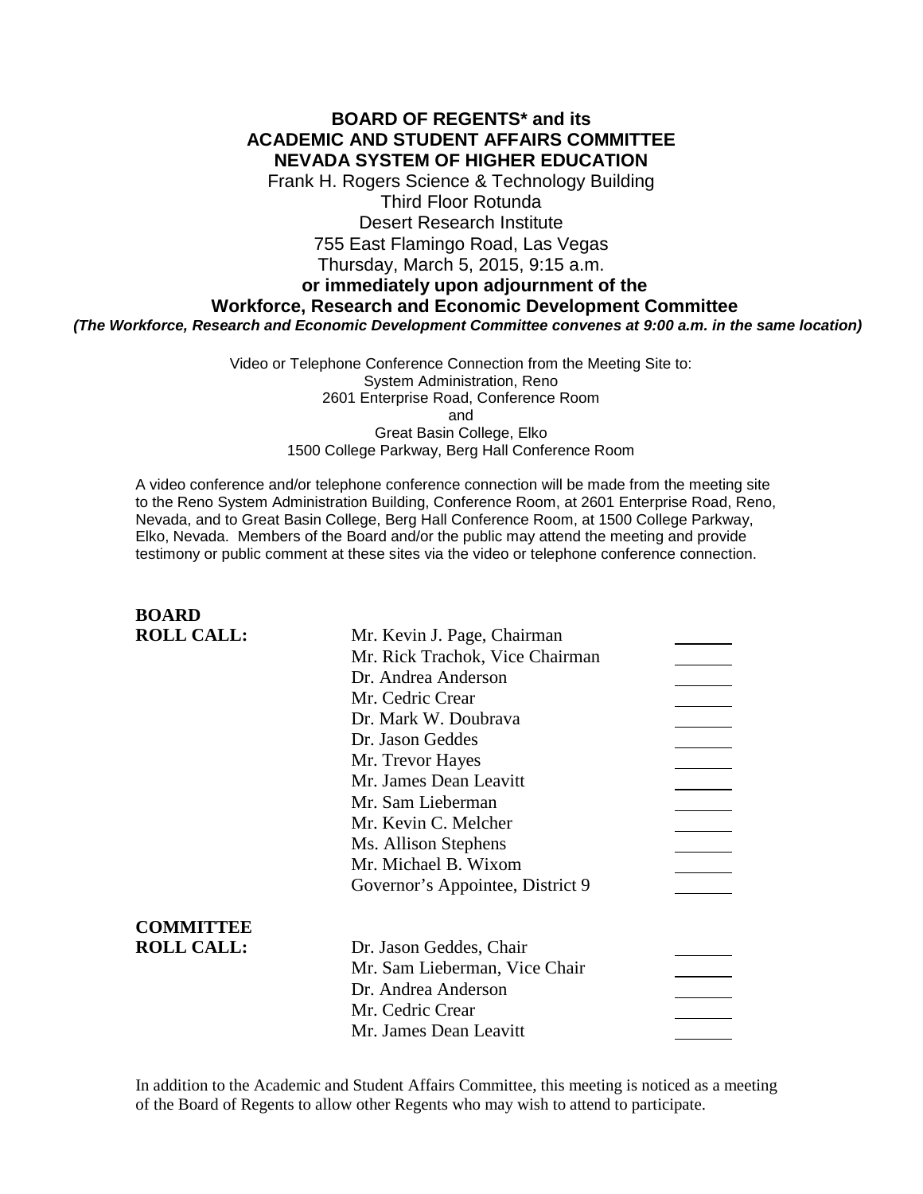**BOARD OF REGENTS* and its**
**ACADEMIC AND STUDENT AFFAIRS COMMITTEE**
**NEVADA SYSTEM OF HIGHER EDUCATION**

Frank H. Rogers Science & Technology Building
Third Floor Rotunda
Desert Research Institute
755 East Flamingo Road, Las Vegas
Thursday, March 5, 2015, 9:15 a.m.
**or immediately upon adjournment of the**
**Workforce, Research and Economic Development Committee**
***(The Workforce, Research and Economic Development Committee convenes at 9:00 a.m. in the same location)***

Video or Telephone Conference Connection from the Meeting Site to:
System Administration, Reno
2601 Enterprise Road, Conference Room
and
Great Basin College, Elko
1500 College Parkway, Berg Hall Conference Room

A video conference and/or telephone conference connection will be made from the meeting site to the Reno System Administration Building, Conference Room, at 2601 Enterprise Road, Reno, Nevada, and to Great Basin College, Berg Hall Conference Room, at 1500 College Parkway, Elko, Nevada. Members of the Board and/or the public may attend the meeting and provide testimony or public comment at these sites via the video or telephone conference connection.

**BOARD ROLL CALL:**

| | |
|---|---|
| Mr. Kevin J. Page, Chairman | _______ |
| Mr. Rick Trachok, Vice Chairman | _______ |
| Dr. Andrea Anderson | _______ |
| Mr. Cedric Crear | _______ |
| Dr. Mark W. Doubrava | _______ |
| Dr. Jason Geddes | _______ |
| Mr. Trevor Hayes | _______ |
| Mr. James Dean Leavitt | _______ |
| Mr. Sam Lieberman | _______ |
| Mr. Kevin C. Melcher | _______ |
| Ms. Allison Stephens | _______ |
| Mr. Michael B. Wixom | _______ |
| Governor's Appointee, District 9 | _______ |

**COMMITTEE ROLL CALL:**

| | |
|---|---|
| Dr. Jason Geddes, Chair | _______ |
| Mr. Sam Lieberman, Vice Chair | _______ |
| Dr. Andrea Anderson | _______ |
| Mr. Cedric Crear | _______ |
| Mr. James Dean Leavitt | _______ |

In addition to the Academic and Student Affairs Committee, this meeting is noticed as a meeting of the Board of Regents to allow other Regents who may wish to attend to participate.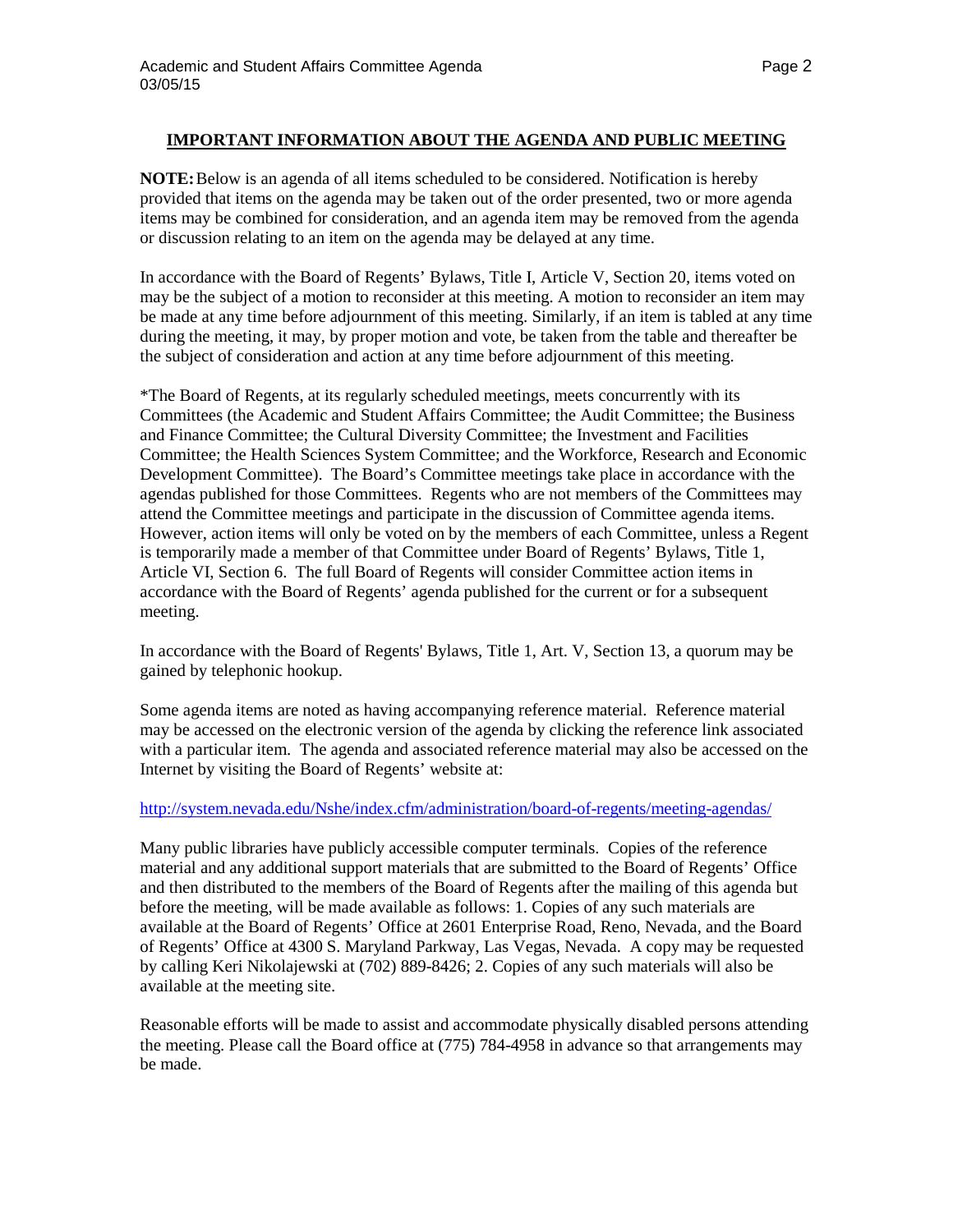**IMPORTANT INFORMATION ABOUT THE AGENDA AND PUBLIC MEETING**

**NOTE:** Below is an agenda of all items scheduled to be considered. Notification is hereby provided that items on the agenda may be taken out of the order presented, two or more agenda items may be combined for consideration, and an agenda item may be removed from the agenda or discussion relating to an item on the agenda may be delayed at any time.

In accordance with the Board of Regents' Bylaws, Title I, Article V, Section 20, items voted on may be the subject of a motion to reconsider at this meeting. A motion to reconsider an item may be made at any time before adjournment of this meeting. Similarly, if an item is tabled at any time during the meeting, it may, by proper motion and vote, be taken from the table and thereafter be the subject of consideration and action at any time before adjournment of this meeting.

*The Board of Regents, at its regularly scheduled meetings, meets concurrently with its Committees (the Academic and Student Affairs Committee; the Audit Committee; the Business and Finance Committee; the Cultural Diversity Committee; the Investment and Facilities Committee; the Health Sciences System Committee; and the Workforce, Research and Economic Development Committee). The Board's Committee meetings take place in accordance with the agendas published for those Committees. Regents who are not members of the Committees may attend the Committee meetings and participate in the discussion of Committee agenda items. However, action items will only be voted on by the members of each Committee, unless a Regent is temporarily made a member of that Committee under Board of Regents' Bylaws, Title 1, Article VI, Section 6. The full Board of Regents will consider Committee action items in accordance with the Board of Regents' agenda published for the current or for a subsequent meeting.

In accordance with the Board of Regents' Bylaws, Title 1, Art. V, Section 13, a quorum may be gained by telephonic hookup.

Some agenda items are noted as having accompanying reference material. Reference material may be accessed on the electronic version of the agenda by clicking the reference link associated with a particular item. The agenda and associated reference material may also be accessed on the Internet by visiting the Board of Regents' website at:

http://system.nevada.edu/Nshe/index.cfm/administration/board-of-regents/meeting-agendas/

Many public libraries have publicly accessible computer terminals. Copies of the reference material and any additional support materials that are submitted to the Board of Regents' Office and then distributed to the members of the Board of Regents after the mailing of this agenda but before the meeting, will be made available as follows: 1. Copies of any such materials are available at the Board of Regents' Office at 2601 Enterprise Road, Reno, Nevada, and the Board of Regents' Office at 4300 S. Maryland Parkway, Las Vegas, Nevada. A copy may be requested by calling Keri Nikolajewski at (702) 889-8426; 2. Copies of any such materials will also be available at the meeting site.

Reasonable efforts will be made to assist and accommodate physically disabled persons attending the meeting. Please call the Board office at (775) 784-4958 in advance so that arrangements may be made.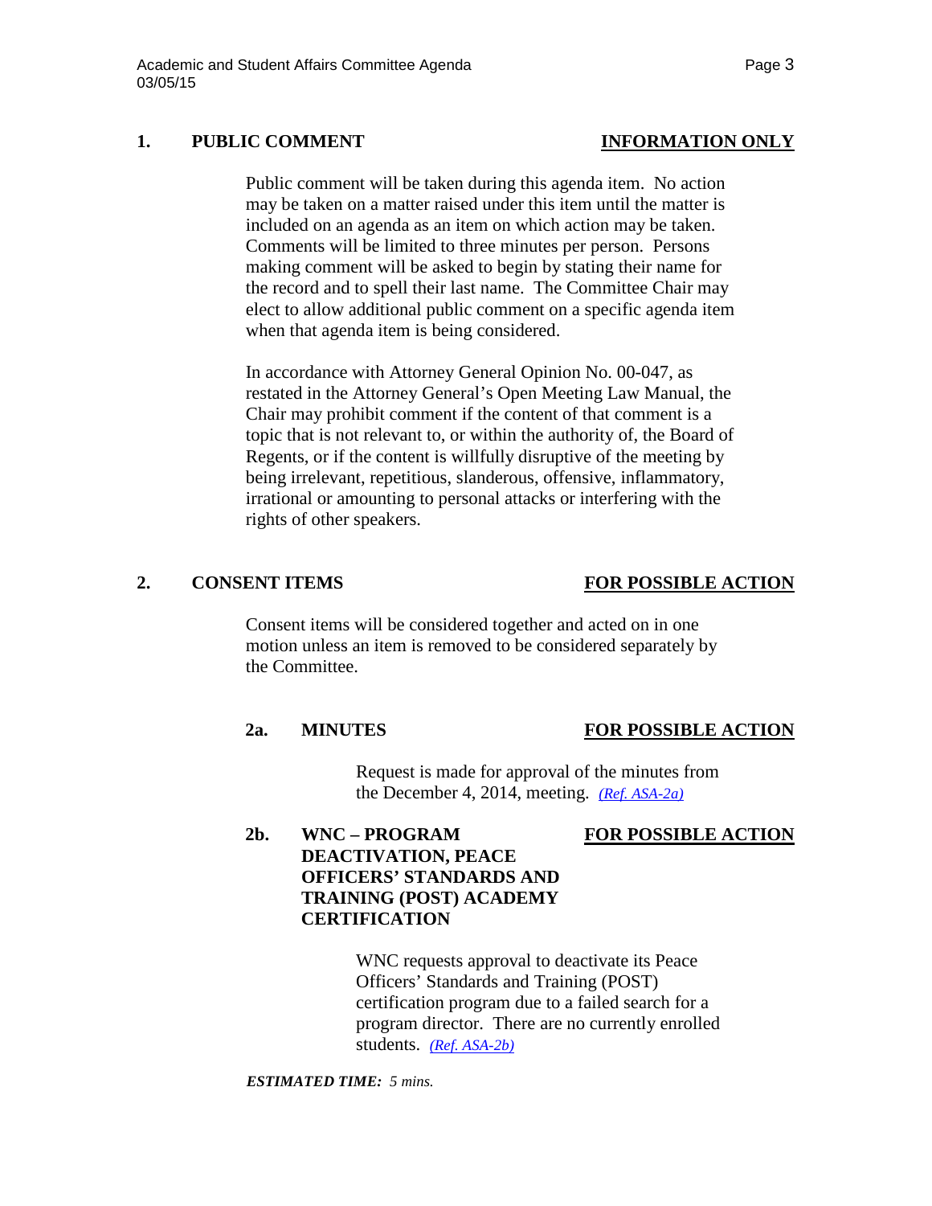## 1. PUBLIC COMMENT — <u>INFORMATION ONLY</u>

Public comment will be taken during this agenda item. No action may be taken on a matter raised under this item until the matter is included on an agenda as an item on which action may be taken. Comments will be limited to three minutes per person. Persons making comment will be asked to begin by stating their name for the record and to spell their last name. The Committee Chair may elect to allow additional public comment on a specific agenda item when that agenda item is being considered.

In accordance with Attorney General Opinion No. 00-047, as restated in the Attorney General's Open Meeting Law Manual, the Chair may prohibit comment if the content of that comment is a topic that is not relevant to, or within the authority of, the Board of Regents, or if the content is willfully disruptive of the meeting by being irrelevant, repetitious, slanderous, offensive, inflammatory, irrational or amounting to personal attacks or interfering with the rights of other speakers.

## 2. CONSENT ITEMS — <u>FOR POSSIBLE ACTION</u>

Consent items will be considered together and acted on in one motion unless an item is removed to be considered separately by the Committee.

### 2a. MINUTES — <u>FOR POSSIBLE ACTION</u>

Request is made for approval of the minutes from the December 4, 2014, meeting. *(Ref. ASA-2a)*

### 2b. WNC – PROGRAM DEACTIVATION, PEACE OFFICERS' STANDARDS AND TRAINING (POST) ACADEMY CERTIFICATION — <u>FOR POSSIBLE ACTION</u>

WNC requests approval to deactivate its Peace Officers' Standards and Training (POST) certification program due to a failed search for a program director. There are no currently enrolled students. *(Ref. ASA-2b)*

***ESTIMATED TIME:*** *5 mins.*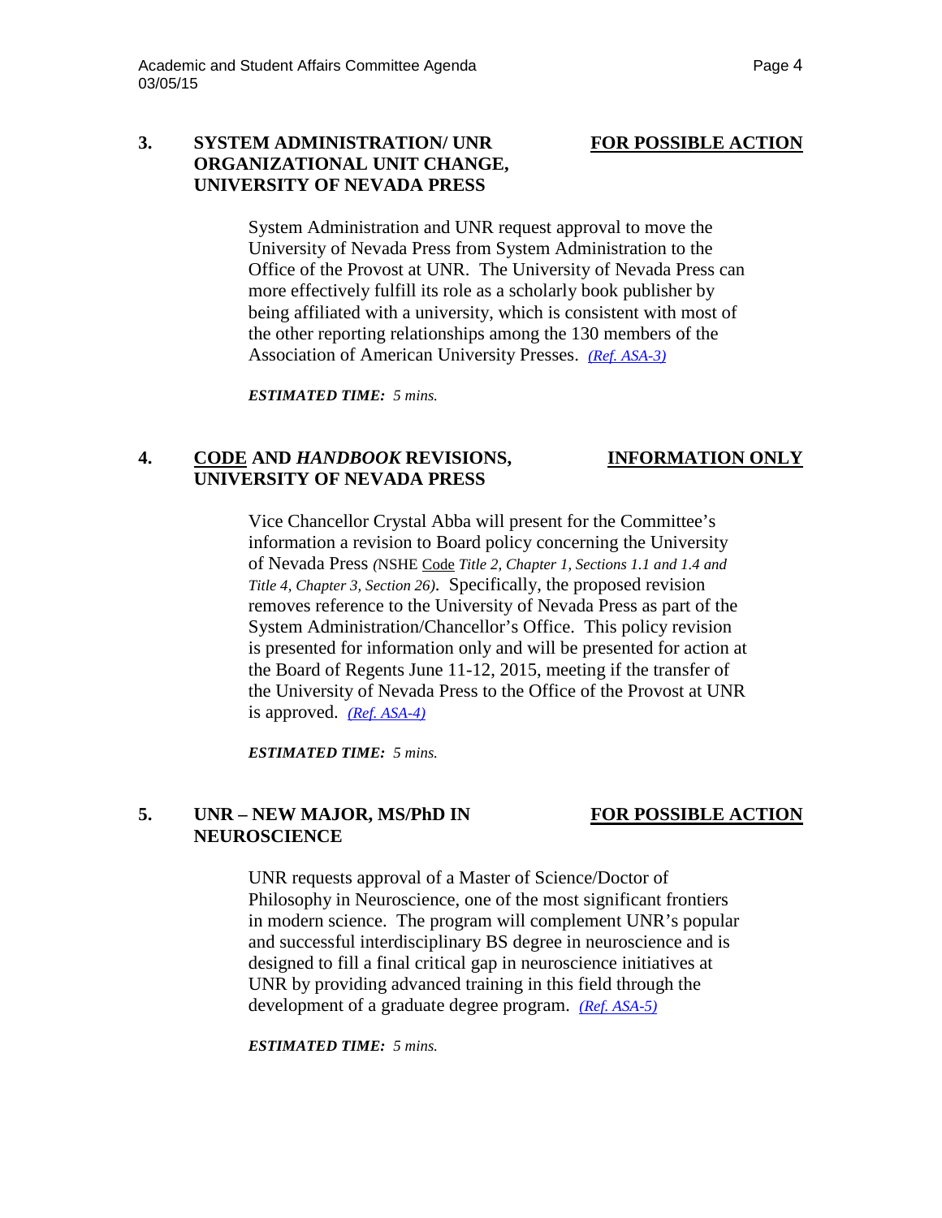**3. SYSTEM ADMINISTRATION/ UNR ORGANIZATIONAL UNIT CHANGE, UNIVERSITY OF NEVADA PRESS** — **FOR POSSIBLE ACTION**

System Administration and UNR request approval to move the University of Nevada Press from System Administration to the Office of the Provost at UNR. The University of Nevada Press can more effectively fulfill its role as a scholarly book publisher by being affiliated with a university, which is consistent with most of the other reporting relationships among the 130 members of the Association of American University Presses. *(Ref. ASA-3)*

***ESTIMATED TIME:** 5 mins.*

**4. CODE AND *HANDBOOK* REVISIONS, UNIVERSITY OF NEVADA PRESS** — **INFORMATION ONLY**

Vice Chancellor Crystal Abba will present for the Committee's information a revision to Board policy concerning the University of Nevada Press *(*NSHE Code *Title 2, Chapter 1, Sections 1.1 and 1.4 and Title 4, Chapter 3, Section 26)*. Specifically, the proposed revision removes reference to the University of Nevada Press as part of the System Administration/Chancellor's Office. This policy revision is presented for information only and will be presented for action at the Board of Regents June 11-12, 2015, meeting if the transfer of the University of Nevada Press to the Office of the Provost at UNR is approved. *(Ref. ASA-4)*

***ESTIMATED TIME:** 5 mins.*

**5. UNR – NEW MAJOR, MS/PhD IN NEUROSCIENCE** — **FOR POSSIBLE ACTION**

UNR requests approval of a Master of Science/Doctor of Philosophy in Neuroscience, one of the most significant frontiers in modern science. The program will complement UNR's popular and successful interdisciplinary BS degree in neuroscience and is designed to fill a final critical gap in neuroscience initiatives at UNR by providing advanced training in this field through the development of a graduate degree program. *(Ref. ASA-5)*

***ESTIMATED TIME:** 5 mins.*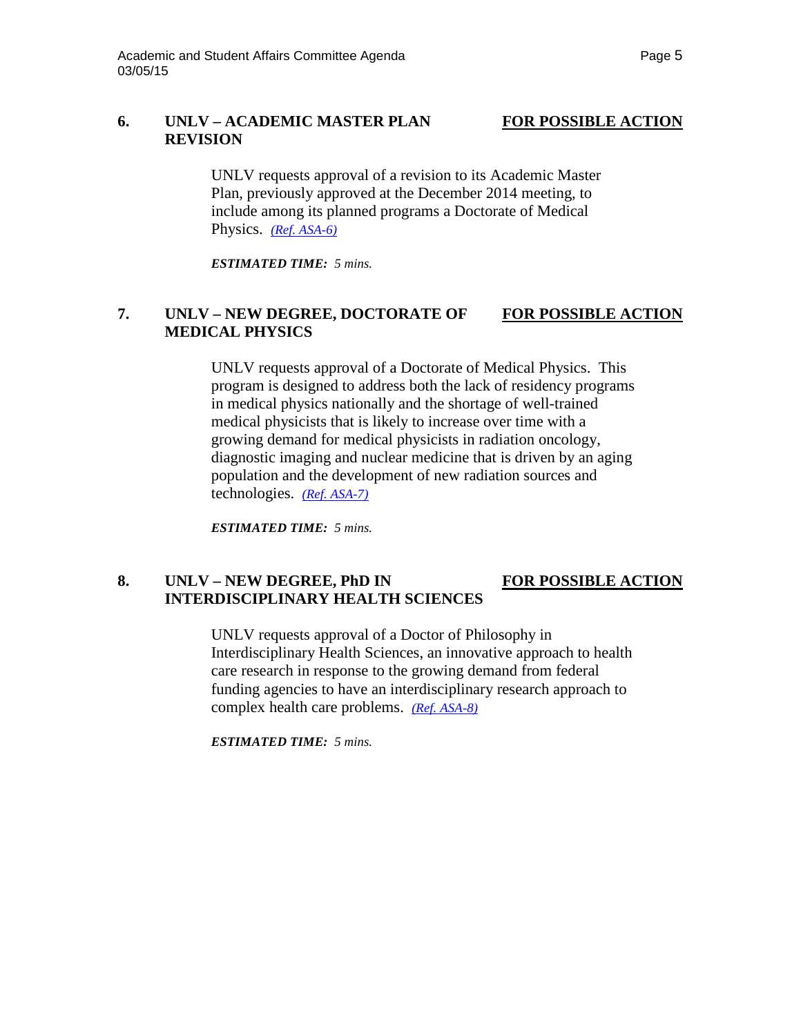### 6. UNLV – ACADEMIC MASTER PLAN REVISION

**FOR POSSIBLE ACTION**

UNLV requests approval of a revision to its Academic Master Plan, previously approved at the December 2014 meeting, to include among its planned programs a Doctorate of Medical Physics. *(Ref. ASA-6)*

***ESTIMATED TIME:*** *5 mins.*

### 7. UNLV – NEW DEGREE, DOCTORATE OF MEDICAL PHYSICS

**FOR POSSIBLE ACTION**

UNLV requests approval of a Doctorate of Medical Physics. This program is designed to address both the lack of residency programs in medical physics nationally and the shortage of well-trained medical physicists that is likely to increase over time with a growing demand for medical physicists in radiation oncology, diagnostic imaging and nuclear medicine that is driven by an aging population and the development of new radiation sources and technologies. *(Ref. ASA-7)*

***ESTIMATED TIME:*** *5 mins.*

### 8. UNLV – NEW DEGREE, PhD IN INTERDISCIPLINARY HEALTH SCIENCES

**FOR POSSIBLE ACTION**

UNLV requests approval of a Doctor of Philosophy in Interdisciplinary Health Sciences, an innovative approach to health care research in response to the growing demand from federal funding agencies to have an interdisciplinary research approach to complex health care problems. *(Ref. ASA-8)*

***ESTIMATED TIME:*** *5 mins.*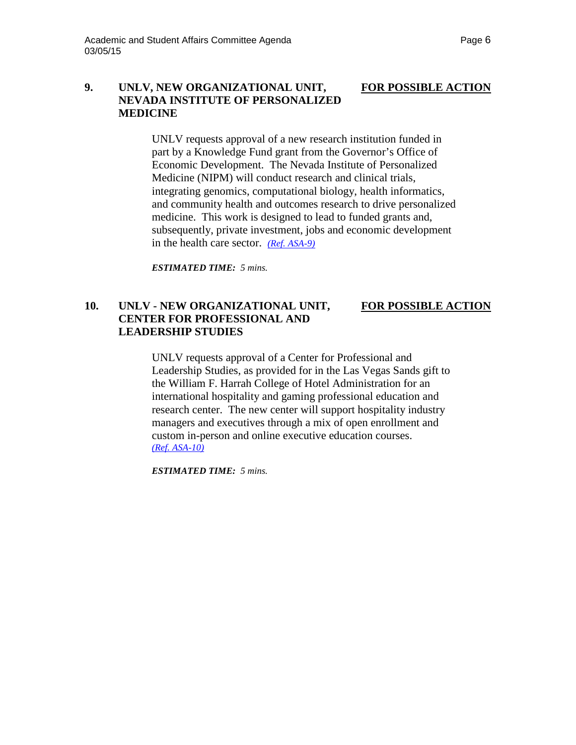## 9. UNLV, NEW ORGANIZATIONAL UNIT, NEVADA INSTITUTE OF PERSONALIZED MEDICINE

**FOR POSSIBLE ACTION**

UNLV requests approval of a new research institution funded in part by a Knowledge Fund grant from the Governor's Office of Economic Development. The Nevada Institute of Personalized Medicine (NIPM) will conduct research and clinical trials, integrating genomics, computational biology, health informatics, and community health and outcomes research to drive personalized medicine. This work is designed to lead to funded grants and, subsequently, private investment, jobs and economic development in the health care sector. *(Ref. ASA-9)*

***ESTIMATED TIME:*** *5 mins.*

## 10. UNLV - NEW ORGANIZATIONAL UNIT, CENTER FOR PROFESSIONAL AND LEADERSHIP STUDIES

**FOR POSSIBLE ACTION**

UNLV requests approval of a Center for Professional and Leadership Studies, as provided for in the Las Vegas Sands gift to the William F. Harrah College of Hotel Administration for an international hospitality and gaming professional education and research center. The new center will support hospitality industry managers and executives through a mix of open enrollment and custom in-person and online executive education courses. *(Ref. ASA-10)*

***ESTIMATED TIME:*** *5 mins.*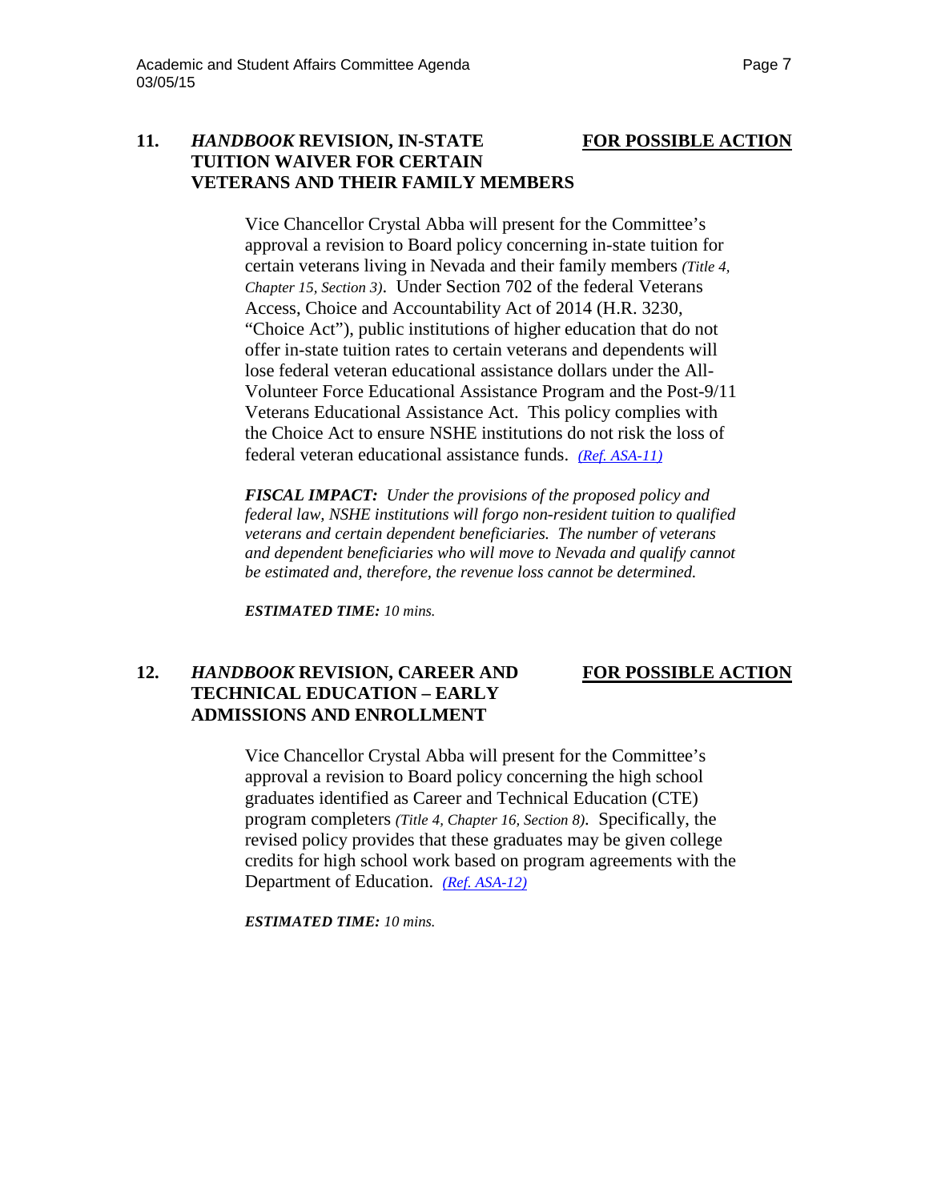## 11. *HANDBOOK* REVISION, IN-STATE TUITION WAIVER FOR CERTAIN VETERANS AND THEIR FAMILY MEMBERS

**FOR POSSIBLE ACTION**

Vice Chancellor Crystal Abba will present for the Committee's approval a revision to Board policy concerning in-state tuition for certain veterans living in Nevada and their family members *(Title 4, Chapter 15, Section 3)*. Under Section 702 of the federal Veterans Access, Choice and Accountability Act of 2014 (H.R. 3230, "Choice Act"), public institutions of higher education that do not offer in-state tuition rates to certain veterans and dependents will lose federal veteran educational assistance dollars under the All-Volunteer Force Educational Assistance Program and the Post-9/11 Veterans Educational Assistance Act. This policy complies with the Choice Act to ensure NSHE institutions do not risk the loss of federal veteran educational assistance funds. *(Ref. ASA-11)*

***FISCAL IMPACT:*** *Under the provisions of the proposed policy and federal law, NSHE institutions will forgo non-resident tuition to qualified veterans and certain dependent beneficiaries. The number of veterans and dependent beneficiaries who will move to Nevada and qualify cannot be estimated and, therefore, the revenue loss cannot be determined.*

***ESTIMATED TIME:*** *10 mins.*

## 12. *HANDBOOK* REVISION, CAREER AND TECHNICAL EDUCATION – EARLY ADMISSIONS AND ENROLLMENT

**FOR POSSIBLE ACTION**

Vice Chancellor Crystal Abba will present for the Committee's approval a revision to Board policy concerning the high school graduates identified as Career and Technical Education (CTE) program completers *(Title 4, Chapter 16, Section 8)*. Specifically, the revised policy provides that these graduates may be given college credits for high school work based on program agreements with the Department of Education. *(Ref. ASA-12)*

***ESTIMATED TIME:*** *10 mins.*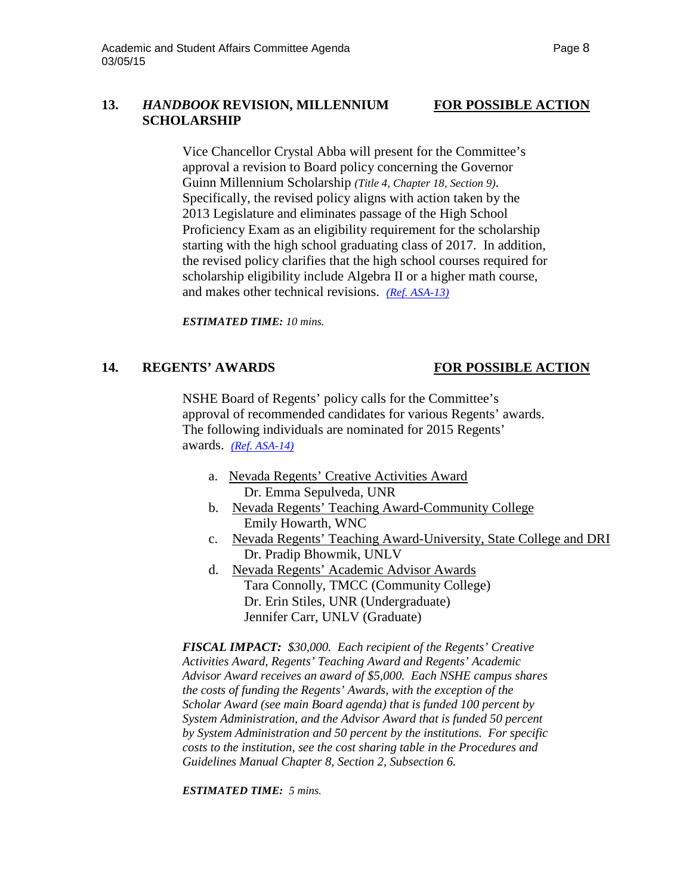## 13. *HANDBOOK* REVISION, MILLENNIUM SCHOLARSHIP — FOR POSSIBLE ACTION

Vice Chancellor Crystal Abba will present for the Committee's approval a revision to Board policy concerning the Governor Guinn Millennium Scholarship *(Title 4, Chapter 18, Section 9)*. Specifically, the revised policy aligns with action taken by the 2013 Legislature and eliminates passage of the High School Proficiency Exam as an eligibility requirement for the scholarship starting with the high school graduating class of 2017. In addition, the revised policy clarifies that the high school courses required for scholarship eligibility include Algebra II or a higher math course, and makes other technical revisions. *(Ref. ASA-13)*

***ESTIMATED TIME:*** *10 mins.*

## 14. REGENTS' AWARDS — FOR POSSIBLE ACTION

NSHE Board of Regents' policy calls for the Committee's approval of recommended candidates for various Regents' awards. The following individuals are nominated for 2015 Regents' awards. *(Ref. ASA-14)*

a. Nevada Regents' Creative Activities Award
   Dr. Emma Sepulveda, UNR
b. Nevada Regents' Teaching Award-Community College
   Emily Howarth, WNC
c. Nevada Regents' Teaching Award-University, State College and DRI
   Dr. Pradip Bhowmik, UNLV
d. Nevada Regents' Academic Advisor Awards
   Tara Connolly, TMCC (Community College)
   Dr. Erin Stiles, UNR (Undergraduate)
   Jennifer Carr, UNLV (Graduate)

***FISCAL IMPACT:*** *$30,000. Each recipient of the Regents' Creative Activities Award, Regents' Teaching Award and Regents' Academic Advisor Award receives an award of $5,000. Each NSHE campus shares the costs of funding the Regents' Awards, with the exception of the Scholar Award (see main Board agenda) that is funded 100 percent by System Administration, and the Advisor Award that is funded 50 percent by System Administration and 50 percent by the institutions. For specific costs to the institution, see the cost sharing table in the Procedures and Guidelines Manual Chapter 8, Section 2, Subsection 6.*

***ESTIMATED TIME:*** *5 mins.*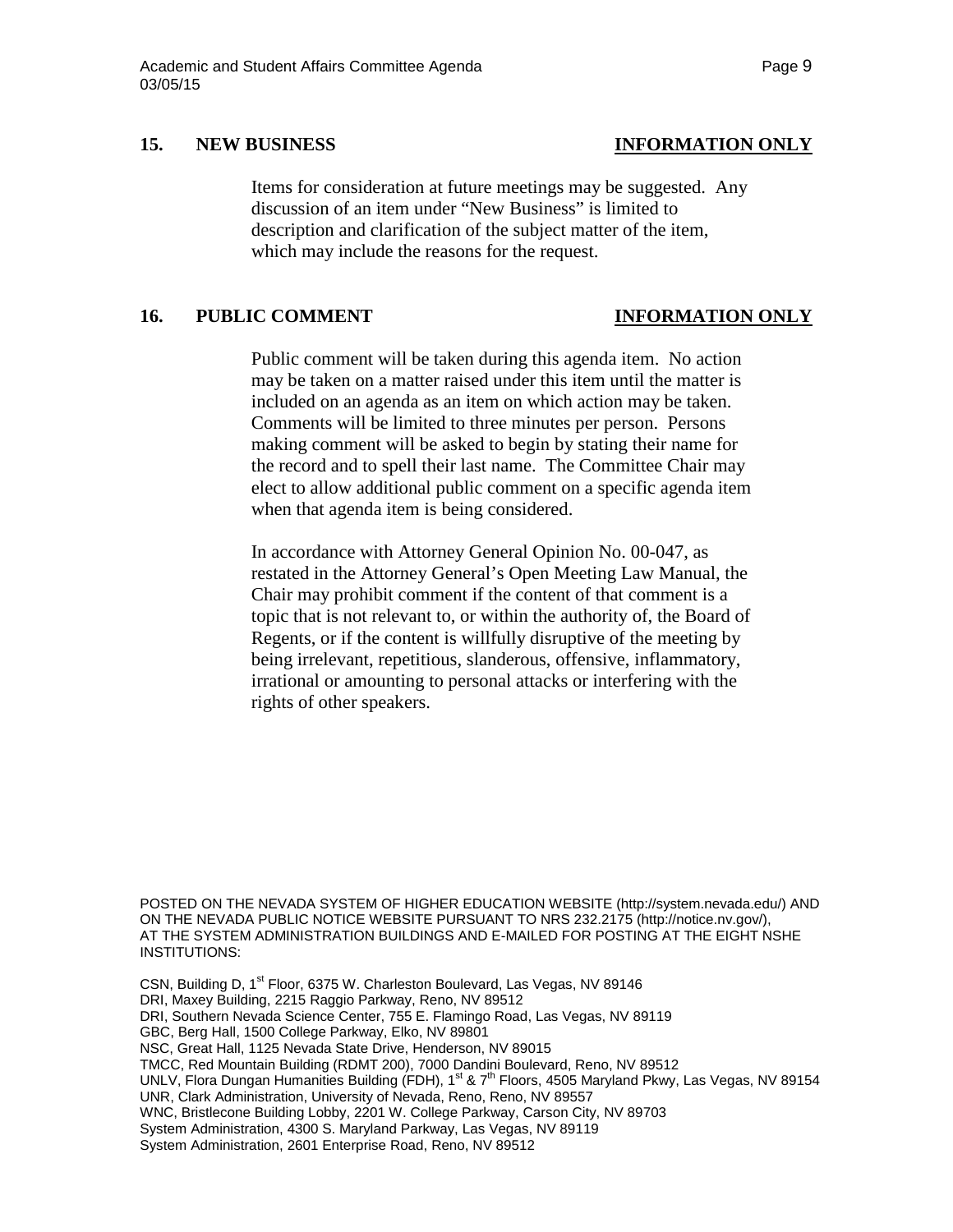## 15. NEW BUSINESS **INFORMATION ONLY**

Items for consideration at future meetings may be suggested. Any discussion of an item under "New Business" is limited to description and clarification of the subject matter of the item, which may include the reasons for the request.

## 16. PUBLIC COMMENT **INFORMATION ONLY**

Public comment will be taken during this agenda item. No action may be taken on a matter raised under this item until the matter is included on an agenda as an item on which action may be taken. Comments will be limited to three minutes per person. Persons making comment will be asked to begin by stating their name for the record and to spell their last name. The Committee Chair may elect to allow additional public comment on a specific agenda item when that agenda item is being considered.

In accordance with Attorney General Opinion No. 00-047, as restated in the Attorney General's Open Meeting Law Manual, the Chair may prohibit comment if the content of that comment is a topic that is not relevant to, or within the authority of, the Board of Regents, or if the content is willfully disruptive of the meeting by being irrelevant, repetitious, slanderous, offensive, inflammatory, irrational or amounting to personal attacks or interfering with the rights of other speakers.

POSTED ON THE NEVADA SYSTEM OF HIGHER EDUCATION WEBSITE (http://system.nevada.edu/) AND ON THE NEVADA PUBLIC NOTICE WEBSITE PURSUANT TO NRS 232.2175 (http://notice.nv.gov/), AT THE SYSTEM ADMINISTRATION BUILDINGS AND E-MAILED FOR POSTING AT THE EIGHT NSHE INSTITUTIONS:

CSN, Building D, 1st Floor, 6375 W. Charleston Boulevard, Las Vegas, NV 89146
DRI, Maxey Building, 2215 Raggio Parkway, Reno, NV 89512
DRI, Southern Nevada Science Center, 755 E. Flamingo Road, Las Vegas, NV 89119
GBC, Berg Hall, 1500 College Parkway, Elko, NV 89801
NSC, Great Hall, 1125 Nevada State Drive, Henderson, NV 89015
TMCC, Red Mountain Building (RDMT 200), 7000 Dandini Boulevard, Reno, NV 89512
UNLV, Flora Dungan Humanities Building (FDH), 1st & 7th Floors, 4505 Maryland Pkwy, Las Vegas, NV 89154
UNR, Clark Administration, University of Nevada, Reno, Reno, NV 89557
WNC, Bristlecone Building Lobby, 2201 W. College Parkway, Carson City, NV 89703
System Administration, 4300 S. Maryland Parkway, Las Vegas, NV 89119
System Administration, 2601 Enterprise Road, Reno, NV 89512